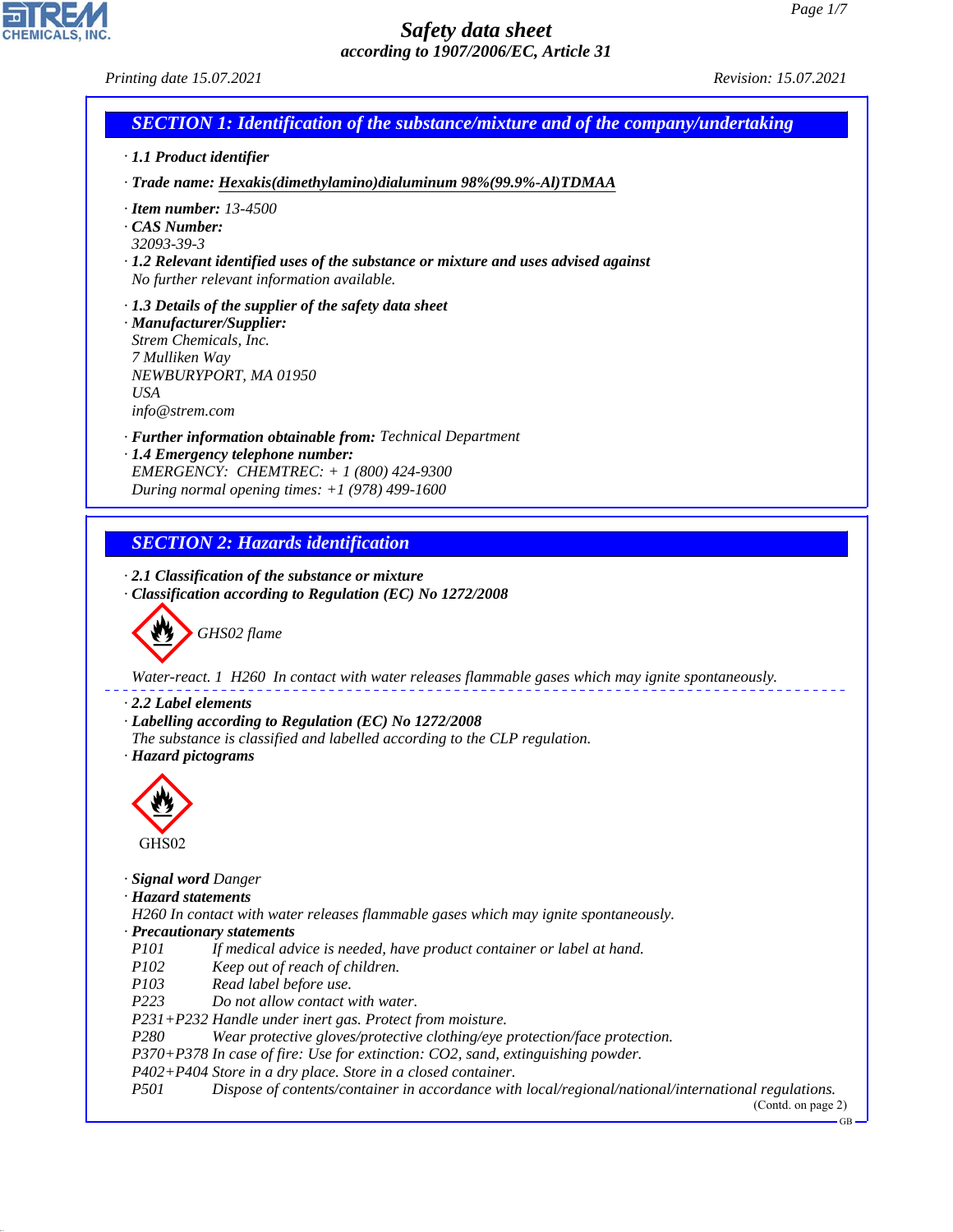# Safety data sheet

*according to 1907/2006/EC, Article 31*

Printing date 15.07.2021 Revision: 15.07.2021

## SECTION 1: Identification of the substance/mixture and of the company/undertaking

· **1.1 Product identifier**

· **Trade name: Hexakis(dimethylamino)dialuminum 98%(99.9%-Al)TDMAA**

· **Item number:** 13-4500

· **CAS Number:**
32093-39-3

· **1.2 Relevant identified uses of the substance or mixture and uses advised against**
No further relevant information available.

· **1.3 Details of the supplier of the safety data sheet**

· **Manufacturer/Supplier:**
Strem Chemicals, Inc.
7 Mulliken Way
NEWBURYPORT, MA 01950
USA
info@strem.com

· **Further information obtainable from:** Technical Department

· **1.4 Emergency telephone number:**
EMERGENCY: CHEMTREC: + 1 (800) 424-9300
During normal opening times: +1 (978) 499-1600

## SECTION 2: Hazards identification

· **2.1 Classification of the substance or mixture**

· **Classification according to Regulation (EC) No 1272/2008**

GHS02 flame

Water-react. 1 H260 In contact with water releases flammable gases which may ignite spontaneously.

· **2.2 Label elements**

· **Labelling according to Regulation (EC) No 1272/2008**
The substance is classified and labelled according to the CLP regulation.

· **Hazard pictograms**

GHS02

· **Signal word** Danger

· **Hazard statements**
H260 In contact with water releases flammable gases which may ignite spontaneously.

· **Precautionary statements**

| | |
|---|---|
| P101 | If medical advice is needed, have product container or label at hand. |
| P102 | Keep out of reach of children. |
| P103 | Read label before use. |
| P223 | Do not allow contact with water. |
| P231+P232 | Handle under inert gas. Protect from moisture. |
| P280 | Wear protective gloves/protective clothing/eye protection/face protection. |
| P370+P378 | In case of fire: Use for extinction: CO2, sand, extinguishing powder. |
| P402+P404 | Store in a dry place. Store in a closed container. |
| P501 | Dispose of contents/container in accordance with local/regional/national/international regulations. |

(Contd. on page 2)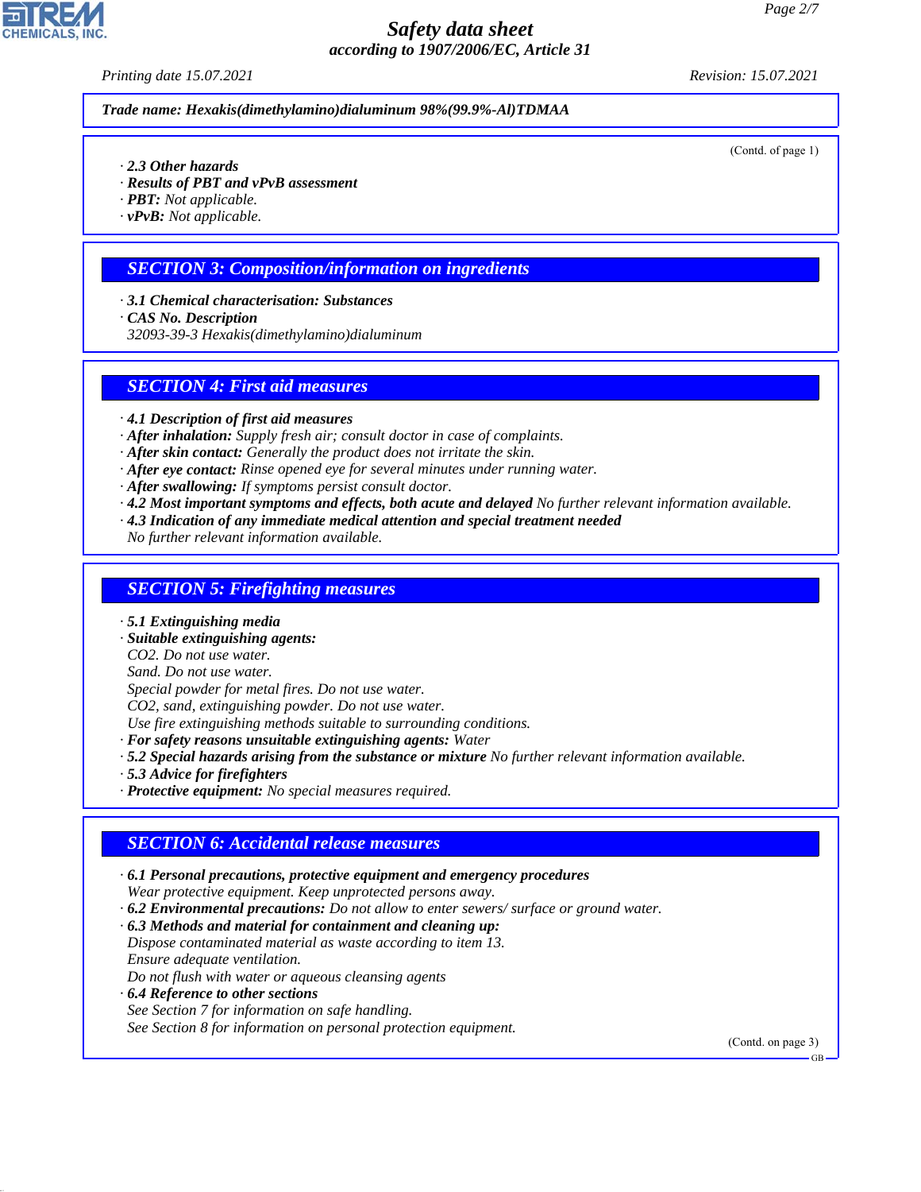**Trade name: Hexakis(dimethylamino)dialuminum 98%(99.9%-Al)TDMAA**

(Contd. of page 1)

· **2.3 Other hazards**
· **Results of PBT and vPvB assessment**
· **PBT:** Not applicable.
· **vPvB:** Not applicable.

## SECTION 3: Composition/information on ingredients

· **3.1 Chemical characterisation: Substances**
· **CAS No. Description**
32093-39-3 Hexakis(dimethylamino)dialuminum

## SECTION 4: First aid measures

· **4.1 Description of first aid measures**
· **After inhalation:** Supply fresh air; consult doctor in case of complaints.
· **After skin contact:** Generally the product does not irritate the skin.
· **After eye contact:** Rinse opened eye for several minutes under running water.
· **After swallowing:** If symptoms persist consult doctor.
· **4.2 Most important symptoms and effects, both acute and delayed** No further relevant information available.
· **4.3 Indication of any immediate medical attention and special treatment needed**
No further relevant information available.

## SECTION 5: Firefighting measures

· **5.1 Extinguishing media**
· **Suitable extinguishing agents:**
$CO_2$. Do not use water.
Sand. Do not use water.
Special powder for metal fires. Do not use water.
$CO_2$, sand, extinguishing powder. Do not use water.
Use fire extinguishing methods suitable to surrounding conditions.
· **For safety reasons unsuitable extinguishing agents:** Water
· **5.2 Special hazards arising from the substance or mixture** No further relevant information available.
· **5.3 Advice for firefighters**
· **Protective equipment:** No special measures required.

## SECTION 6: Accidental release measures

· **6.1 Personal precautions, protective equipment and emergency procedures**
Wear protective equipment. Keep unprotected persons away.
· **6.2 Environmental precautions:** Do not allow to enter sewers/ surface or ground water.
· **6.3 Methods and material for containment and cleaning up:**
Dispose contaminated material as waste according to item 13.
Ensure adequate ventilation.
Do not flush with water or aqueous cleansing agents
· **6.4 Reference to other sections**
See Section 7 for information on safe handling.
See Section 8 for information on personal protection equipment.

(Contd. on page 3)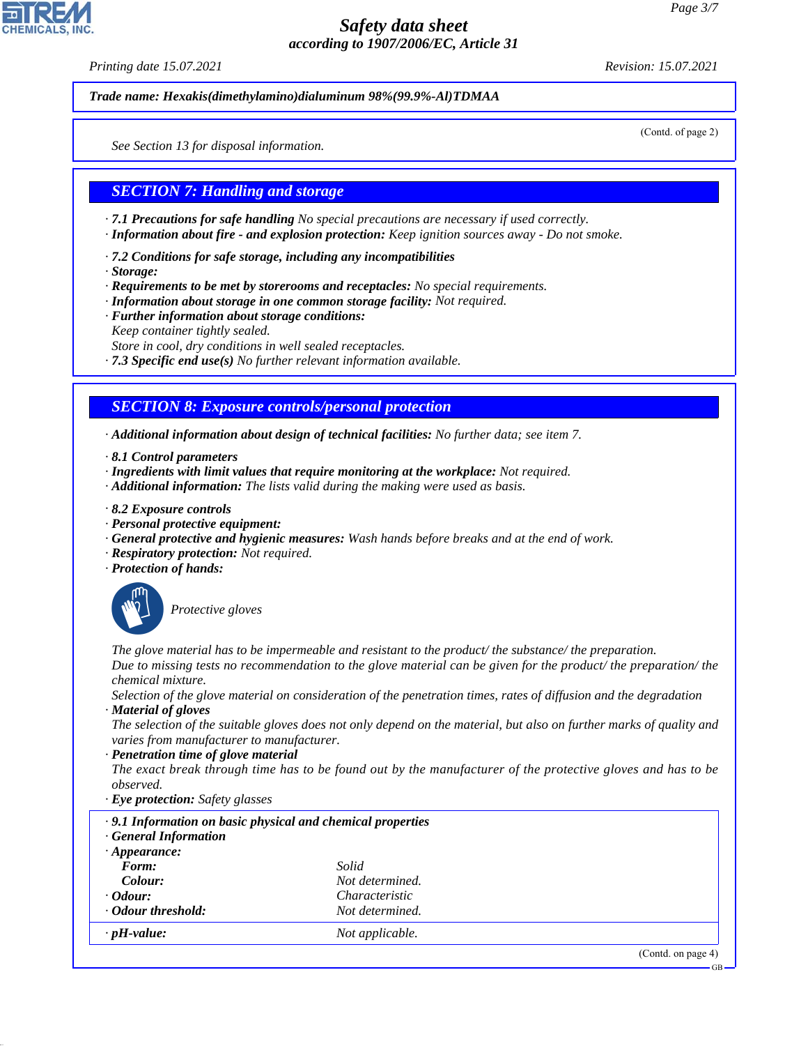**Trade name: Hexakis(dimethylamino)dialuminum 98%(99.9%-Al)TDMAA**

(Contd. of page 2)

See Section 13 for disposal information.

## SECTION 7: Handling and storage

· **7.1 Precautions for safe handling** No special precautions are necessary if used correctly.
· **Information about fire - and explosion protection:** Keep ignition sources away - Do not smoke.

· **7.2 Conditions for safe storage, including any incompatibilities**
· **Storage:**
· **Requirements to be met by storerooms and receptacles:** No special requirements.
· **Information about storage in one common storage facility:** Not required.
· **Further information about storage conditions:**
Keep container tightly sealed.
Store in cool, dry conditions in well sealed receptacles.
· **7.3 Specific end use(s)** No further relevant information available.

## SECTION 8: Exposure controls/personal protection

· **Additional information about design of technical facilities:** No further data; see item 7.

· **8.1 Control parameters**
· **Ingredients with limit values that require monitoring at the workplace:** Not required.
· **Additional information:** The lists valid during the making were used as basis.

· **8.2 Exposure controls**
· **Personal protective equipment:**
· **General protective and hygienic measures:** Wash hands before breaks and at the end of work.
· **Respiratory protection:** Not required.
· **Protection of hands:**

Protective gloves

The glove material has to be impermeable and resistant to the product/ the substance/ the preparation.
Due to missing tests no recommendation to the glove material can be given for the product/ the preparation/ the chemical mixture.
Selection of the glove material on consideration of the penetration times, rates of diffusion and the degradation
· **Material of gloves**
The selection of the suitable gloves does not only depend on the material, but also on further marks of quality and varies from manufacturer to manufacturer.
· **Penetration time of glove material**
The exact break through time has to be found out by the manufacturer of the protective gloves and has to be observed.
· **Eye protection:** Safety glasses

· **9.1 Information on basic physical and chemical properties**
· **General Information**
· **Appearance:**

| | |
|---|---|
| **Form:** | Solid |
| **Colour:** | Not determined. |
| · **Odour:** | Characteristic |
| · **Odour threshold:** | Not determined. |
| · **pH-value:** | Not applicable. |

(Contd. on page 4)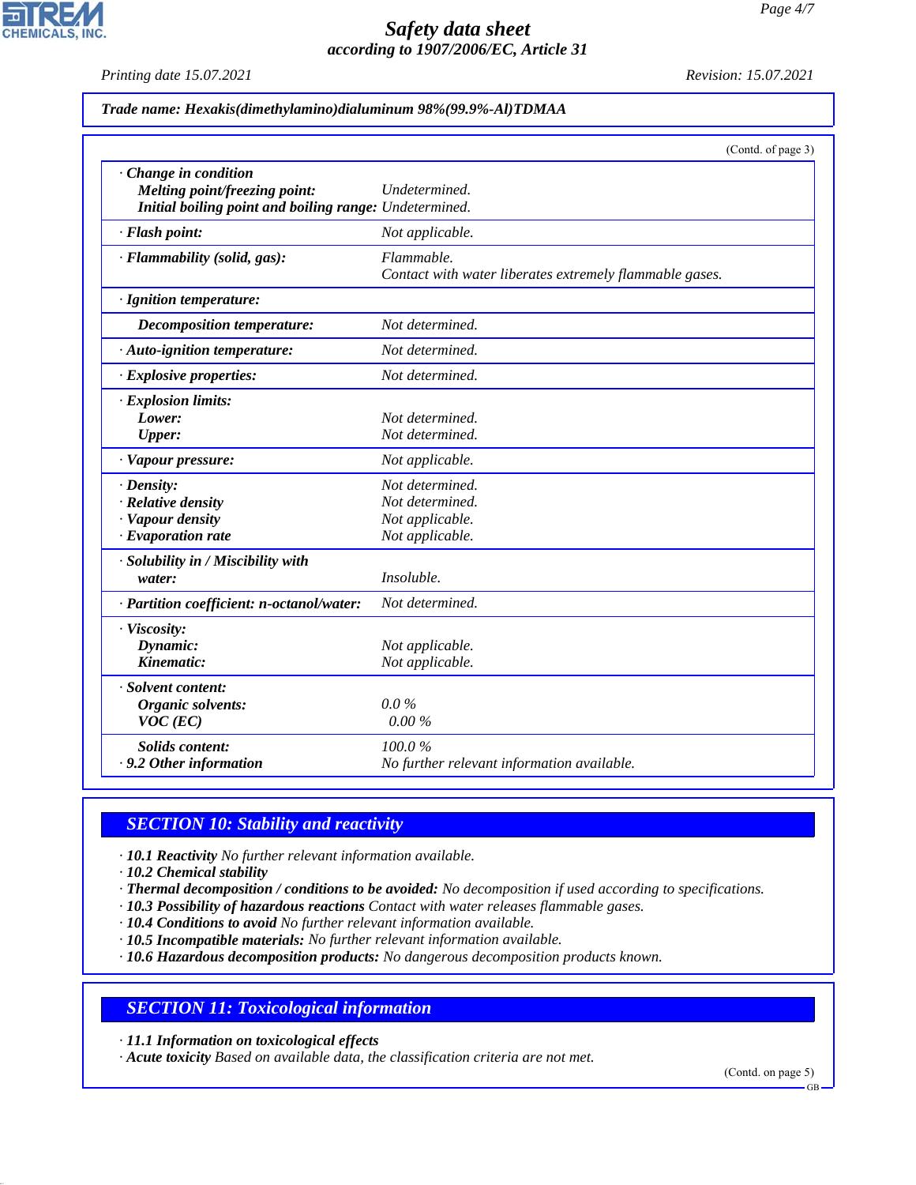**Trade name: Hexakis(dimethylamino)dialuminum 98%(99.9%-Al)TDMAA**

(Contd. of page 3)

| | |
|---|---|
| · **Change in condition** | |
| **Melting point/freezing point:** | Undetermined. |
| **Initial boiling point and boiling range:** | Undetermined. |
| · **Flash point:** | Not applicable. |
| · **Flammability (solid, gas):** | Flammable. Contact with water liberates extremely flammable gases. |
| · **Ignition temperature:** | |
| **Decomposition temperature:** | Not determined. |
| · **Auto-ignition temperature:** | Not determined. |
| · **Explosive properties:** | Not determined. |
| · **Explosion limits:** | |
| **Lower:** | Not determined. |
| **Upper:** | Not determined. |
| · **Vapour pressure:** | Not applicable. |
| · **Density:** | Not determined. |
| · **Relative density** | Not determined. |
| · **Vapour density** | Not applicable. |
| · **Evaporation rate** | Not applicable. |
| · **Solubility in / Miscibility with water:** | Insoluble. |
| · **Partition coefficient: n-octanol/water:** | Not determined. |
| · **Viscosity:** | |
| **Dynamic:** | Not applicable. |
| **Kinematic:** | Not applicable. |
| · **Solvent content:** | |
| **Organic solvents:** | 0.0 % |
| **VOC (EC)** | 0.00 % |
| **Solids content:** | 100.0 % |
| · **9.2 Other information** | No further relevant information available. |

## SECTION 10: Stability and reactivity

· **10.1 Reactivity** No further relevant information available.
· **10.2 Chemical stability**
· **Thermal decomposition / conditions to be avoided:** No decomposition if used according to specifications.
· **10.3 Possibility of hazardous reactions** Contact with water releases flammable gases.
· **10.4 Conditions to avoid** No further relevant information available.
· **10.5 Incompatible materials:** No further relevant information available.
· **10.6 Hazardous decomposition products:** No dangerous decomposition products known.

## SECTION 11: Toxicological information

· **11.1 Information on toxicological effects**
· **Acute toxicity** Based on available data, the classification criteria are not met.

(Contd. on page 5)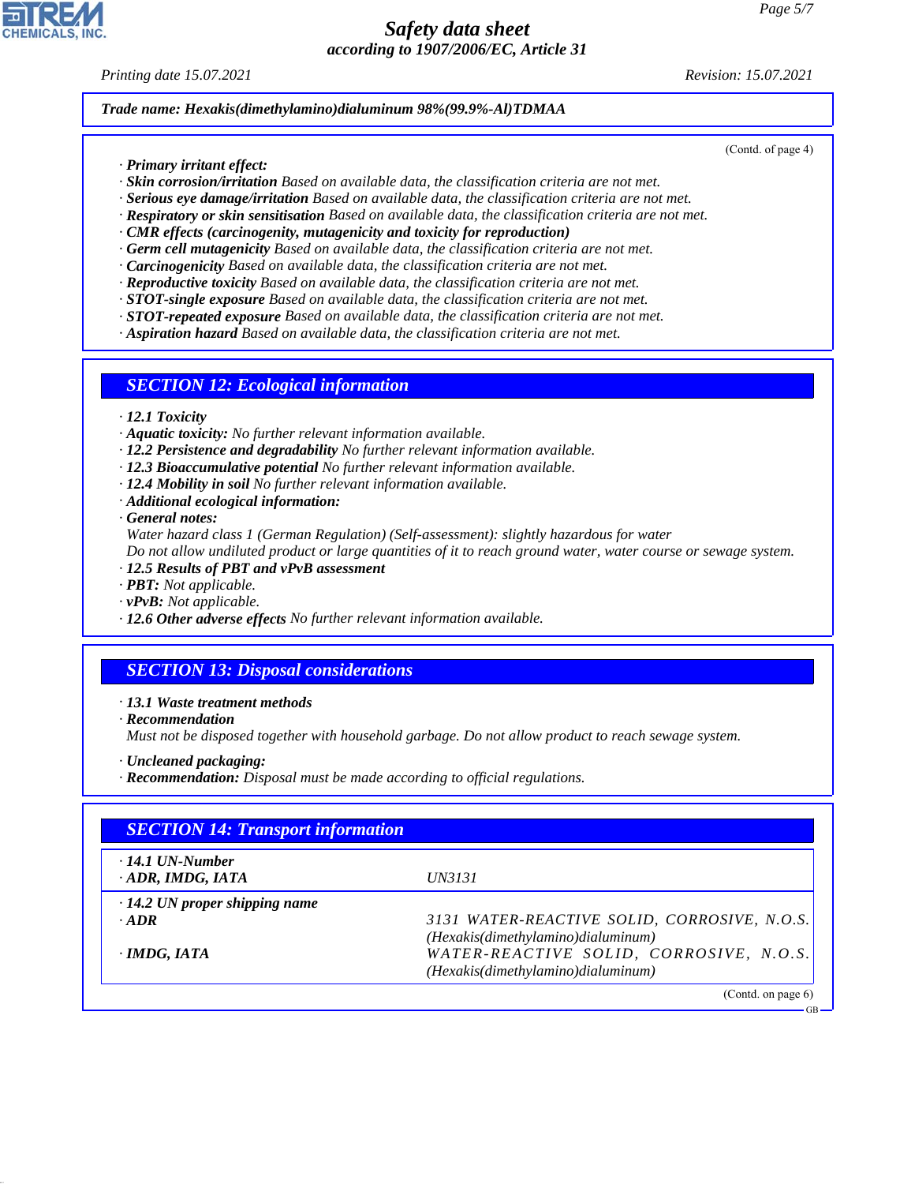**Trade name: Hexakis(dimethylamino)dialuminum 98%(99.9%-Al)TDMAA**

(Contd. of page 4)

· **Primary irritant effect:**
· **Skin corrosion/irritation** Based on available data, the classification criteria are not met.
· **Serious eye damage/irritation** Based on available data, the classification criteria are not met.
· **Respiratory or skin sensitisation** Based on available data, the classification criteria are not met.
· **CMR effects (carcinogenity, mutagenicity and toxicity for reproduction)**
· **Germ cell mutagenicity** Based on available data, the classification criteria are not met.
· **Carcinogenicity** Based on available data, the classification criteria are not met.
· **Reproductive toxicity** Based on available data, the classification criteria are not met.
· **STOT-single exposure** Based on available data, the classification criteria are not met.
· **STOT-repeated exposure** Based on available data, the classification criteria are not met.
· **Aspiration hazard** Based on available data, the classification criteria are not met.

## SECTION 12: Ecological information

· **12.1 Toxicity**
· **Aquatic toxicity:** No further relevant information available.
· **12.2 Persistence and degradability** No further relevant information available.
· **12.3 Bioaccumulative potential** No further relevant information available.
· **12.4 Mobility in soil** No further relevant information available.
· **Additional ecological information:**
· **General notes:**
Water hazard class 1 (German Regulation) (Self-assessment): slightly hazardous for water
Do not allow undiluted product or large quantities of it to reach ground water, water course or sewage system.
· **12.5 Results of PBT and vPvB assessment**
· **PBT:** Not applicable.
· **vPvB:** Not applicable.
· **12.6 Other adverse effects** No further relevant information available.

## SECTION 13: Disposal considerations

· **13.1 Waste treatment methods**
· **Recommendation**
Must not be disposed together with household garbage. Do not allow product to reach sewage system.

· **Uncleaned packaging:**
· **Recommendation:** Disposal must be made according to official regulations.

## SECTION 14: Transport information

| | |
|---|---|
| · **14.1 UN-Number** | |
| · **ADR, IMDG, IATA** | UN3131 |
| · **14.2 UN proper shipping name** | |
| · **ADR** | 3131 WATER-REACTIVE SOLID, CORROSIVE, N.O.S. (Hexakis(dimethylamino)dialuminum) |
| · **IMDG, IATA** | WATER-REACTIVE SOLID, CORROSIVE, N.O.S. (Hexakis(dimethylamino)dialuminum) |

(Contd. on page 6)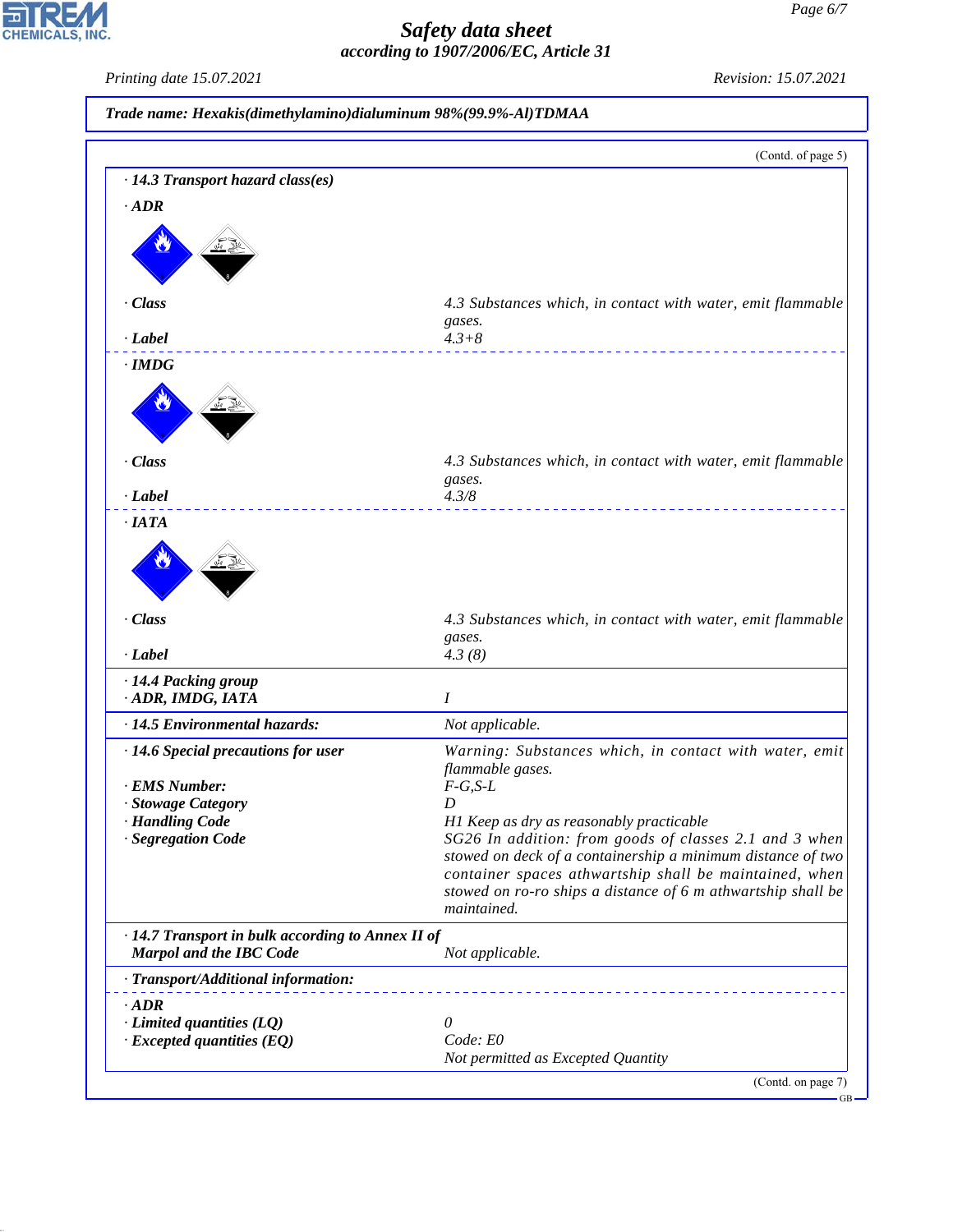**Trade name: Hexakis(dimethylamino)dialuminum 98%(99.9%-Al)TDMAA**

(Contd. of page 5)

**· 14.3 Transport hazard class(es)**

**· ADR**

| | |
|---|---|
| **· Class** | 4.3 Substances which, in contact with water, emit flammable gases. |
| **· Label** | 4.3+8 |

**· IMDG**

| | |
|---|---|
| **· Class** | 4.3 Substances which, in contact with water, emit flammable gases. |
| **· Label** | 4.3/8 |

**· IATA**

| | |
|---|---|
| **· Class** | 4.3 Substances which, in contact with water, emit flammable gases. |
| **· Label** | 4.3 (8) |

| | |
|---|---|
| **· 14.4 Packing group** | |
| **· ADR, IMDG, IATA** | I |
| **· 14.5 Environmental hazards:** | Not applicable. |
| **· 14.6 Special precautions for user** | Warning: Substances which, in contact with water, emit flammable gases. |
| **· EMS Number:** | F-G,S-L |
| **· Stowage Category** | D |
| **· Handling Code** | H1 Keep as dry as reasonably practicable |
| **· Segregation Code** | SG26 In addition: from goods of classes 2.1 and 3 when stowed on deck of a containership a minimum distance of two container spaces athwartship shall be maintained, when stowed on ro-ro ships a distance of 6 m athwartship shall be maintained. |
| **· 14.7 Transport in bulk according to Annex II of Marpol and the IBC Code** | Not applicable. |

**· Transport/Additional information:**

| | |
|---|---|
| **· ADR** | |
| **· Limited quantities (LQ)** | 0 |
| **· Excepted quantities (EQ)** | Code: E0<br>Not permitted as Excepted Quantity |

(Contd. on page 7)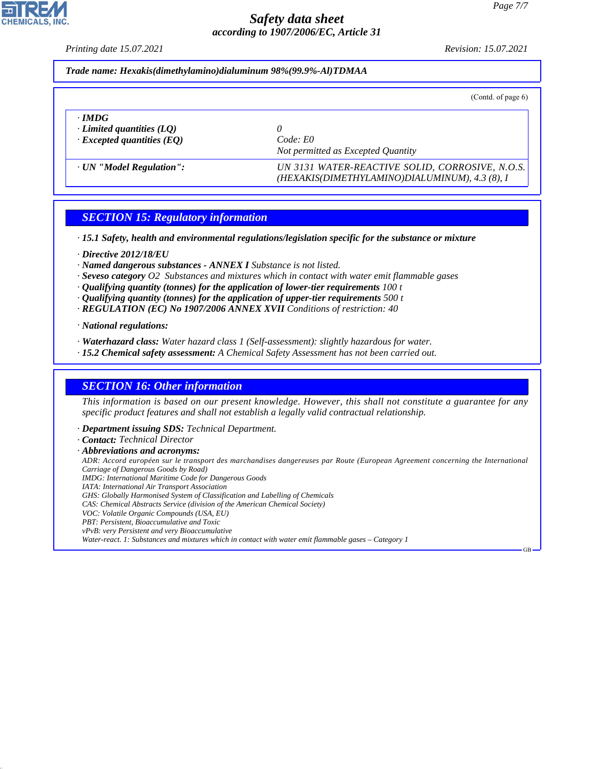**Trade name: Hexakis(dimethylamino)dialuminum 98%(99.9%-Al)TDMAA**

(Contd. of page 6)

| | |
|---|---|
| · **IMDG** | |
| · **Limited quantities (LQ)** | 0 |
| · **Excepted quantities (EQ)** | Code: E0<br>Not permitted as Excepted Quantity |
| · **UN "Model Regulation":** | UN 3131 WATER-REACTIVE SOLID, CORROSIVE, N.O.S. (HEXAKIS(DIMETHYLAMINO)DIALUMINUM), 4.3 (8), I |

## SECTION 15: Regulatory information

· **15.1 Safety, health and environmental regulations/legislation specific for the substance or mixture**

· **Directive 2012/18/EU**
· **Named dangerous substances - ANNEX I** Substance is not listed.
· **Seveso category** O2 Substances and mixtures which in contact with water emit flammable gases
· **Qualifying quantity (tonnes) for the application of lower-tier requirements** 100 t
· **Qualifying quantity (tonnes) for the application of upper-tier requirements** 500 t
· **REGULATION (EC) No 1907/2006 ANNEX XVII** Conditions of restriction: 40

· **National regulations:**

· **Waterhazard class:** Water hazard class 1 (Self-assessment): slightly hazardous for water.
· **15.2 Chemical safety assessment:** A Chemical Safety Assessment has not been carried out.

## SECTION 16: Other information

This information is based on our present knowledge. However, this shall not constitute a guarantee for any specific product features and shall not establish a legally valid contractual relationship.

· **Department issuing SDS:** Technical Department.
· **Contact:** Technical Director
· **Abbreviations and acronyms:**
ADR: Accord européen sur le transport des marchandises dangereuses par Route (European Agreement concerning the International Carriage of Dangerous Goods by Road)
IMDG: International Maritime Code for Dangerous Goods
IATA: International Air Transport Association
GHS: Globally Harmonised System of Classification and Labelling of Chemicals
CAS: Chemical Abstracts Service (division of the American Chemical Society)
VOC: Volatile Organic Compounds (USA, EU)
PBT: Persistent, Bioaccumulative and Toxic
vPvB: very Persistent and very Bioaccumulative
Water-react. 1: Substances and mixtures which in contact with water emit flammable gases – Category 1